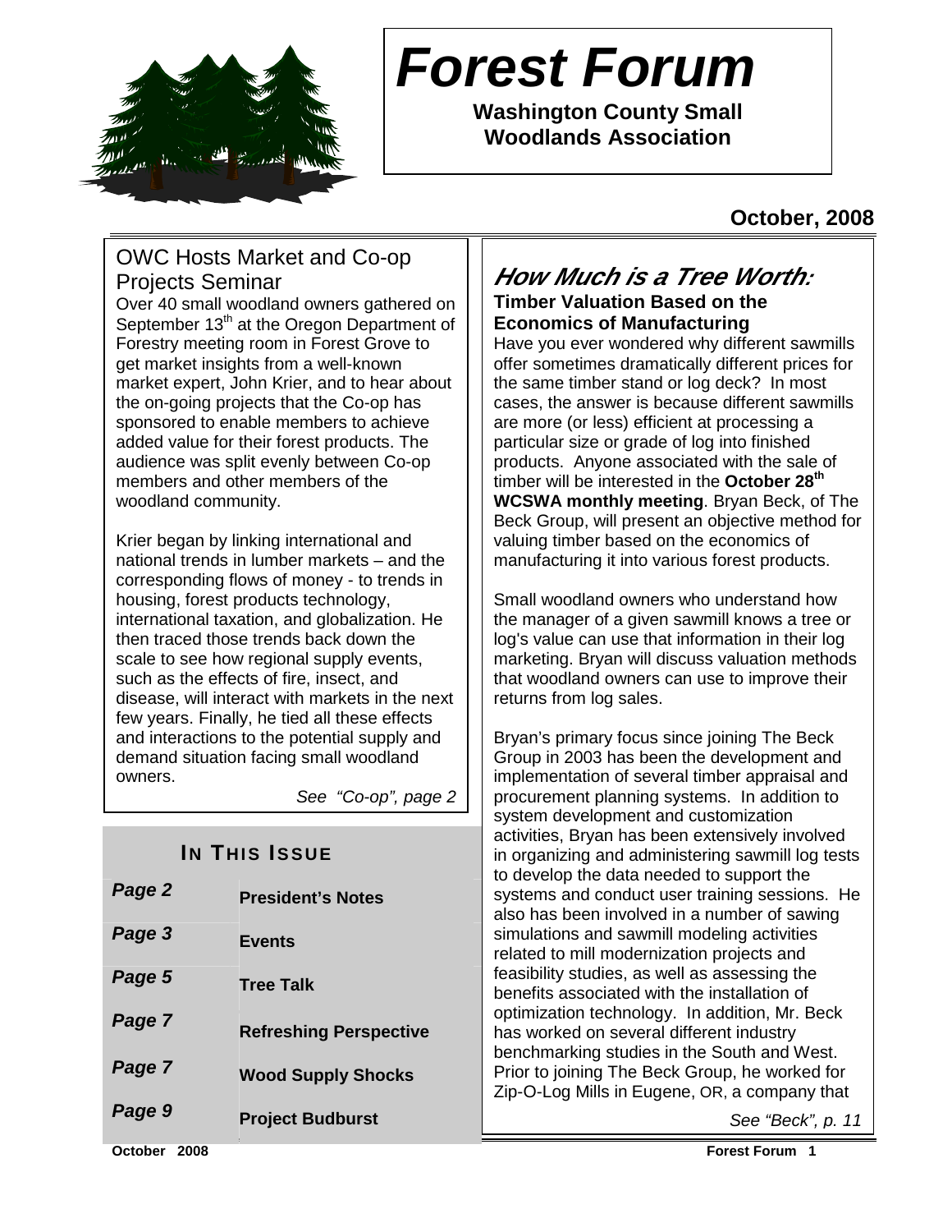# Forest Forum

**Washington County Small Woodlands Association**

**October, 2008**

## OWC Hosts Market and Co-op Projects Seminar

Over 40 small woodland owners gathered on September 13th at the Oregon Department of Forestry meeting room in Forest Grove to get market insights from a well-known market expert, John Krier, and to hear about the on-going projects that the Co-op has sponsored to enable members to achieve added value for their forest products. The audience was split evenly between Co-op members and other members of the woodland community.

Krier began by linking international and national trends in lumber markets – and the corresponding flows of money - to trends in housing, forest products technology, international taxation, and globalization. He then traced those trends back down the scale to see how regional supply events, such as the effects of fire, insect, and disease, will interact with markets in the next few years. Finally, he tied all these effects and interactions to the potential supply and demand situation facing small woodland owners.

*See "Co-op", page 2*

### IN THIS ISSUE

| | |
|---|---|
| *Page 2* | **President's Notes** |
| *Page 3* | **Events** |
| *Page 5* | **Tree Talk** |
| *Page 7* | **Refreshing Perspective** |
| *Page 7* | **Wood Supply Shocks** |
| *Page 9* | **Project Budburst** |

## *How Much is a Tree Worth:*

### Timber Valuation Based on the Economics of Manufacturing

Have you ever wondered why different sawmills offer sometimes dramatically different prices for the same timber stand or log deck? In most cases, the answer is because different sawmills are more (or less) efficient at processing a particular size or grade of log into finished products. Anyone associated with the sale of timber will be interested in the **October 28th WCSWA monthly meeting**. Bryan Beck, of The Beck Group, will present an objective method for valuing timber based on the economics of manufacturing it into various forest products.

Small woodland owners who understand how the manager of a given sawmill knows a tree or log's value can use that information in their log marketing. Bryan will discuss valuation methods that woodland owners can use to improve their returns from log sales.

Bryan's primary focus since joining The Beck Group in 2003 has been the development and implementation of several timber appraisal and procurement planning systems. In addition to system development and customization activities, Bryan has been extensively involved in organizing and administering sawmill log tests to develop the data needed to support the systems and conduct user training sessions. He also has been involved in a number of sawing simulations and sawmill modeling activities related to mill modernization projects and feasibility studies, as well as assessing the benefits associated with the installation of optimization technology. In addition, Mr. Beck has worked on several different industry benchmarking studies in the South and West. Prior to joining The Beck Group, he worked for Zip-O-Log Mills in Eugene, OR, a company that

*See "Beck", p. 11*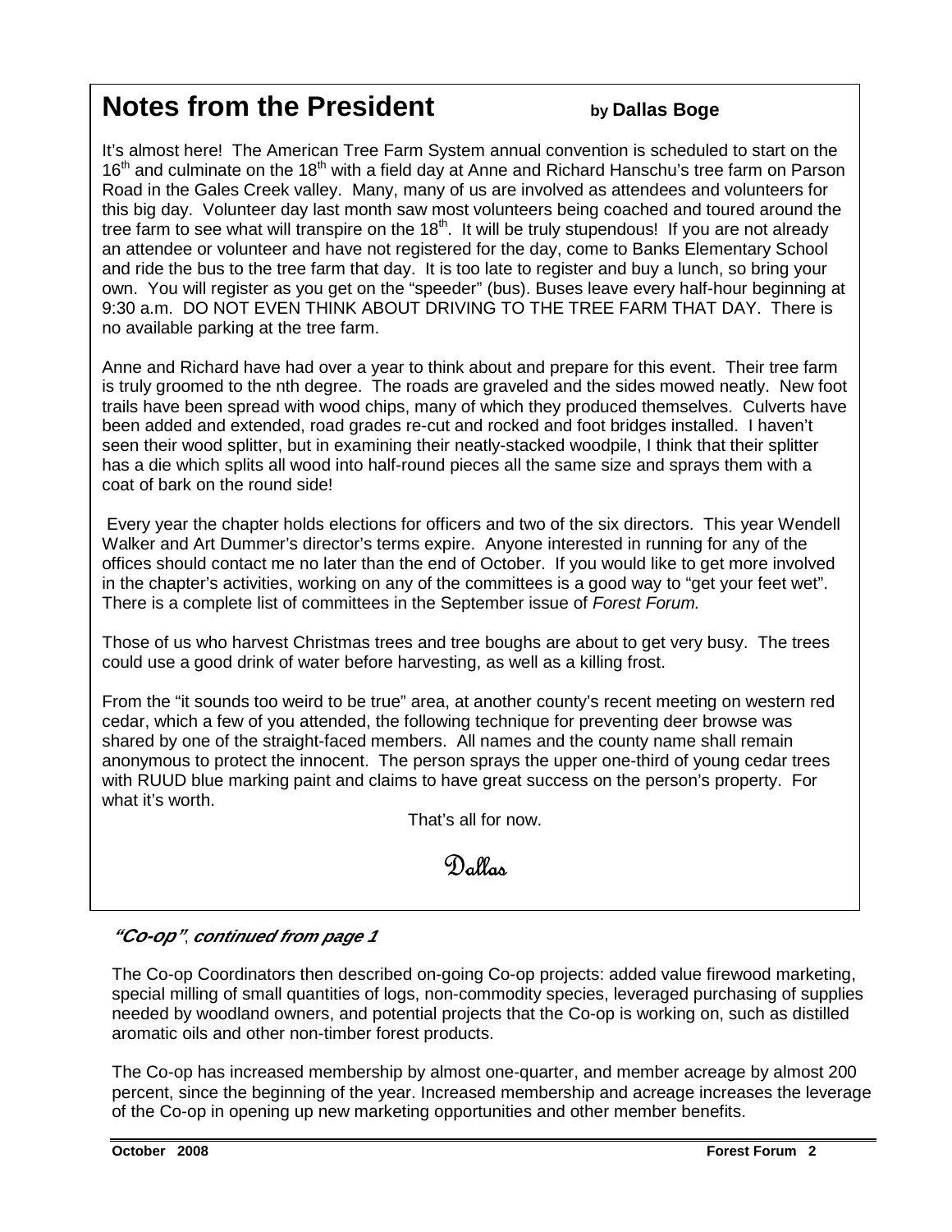## Notes from the President

**by Dallas Boge**

It's almost here! The American Tree Farm System annual convention is scheduled to start on the 16th and culminate on the 18th with a field day at Anne and Richard Hanschu's tree farm on Parson Road in the Gales Creek valley. Many, many of us are involved as attendees and volunteers for this big day. Volunteer day last month saw most volunteers being coached and toured around the tree farm to see what will transpire on the 18th. It will be truly stupendous! If you are not already an attendee or volunteer and have not registered for the day, come to Banks Elementary School and ride the bus to the tree farm that day. It is too late to register and buy a lunch, so bring your own. You will register as you get on the "speeder" (bus). Buses leave every half-hour beginning at 9:30 a.m. DO NOT EVEN THINK ABOUT DRIVING TO THE TREE FARM THAT DAY. There is no available parking at the tree farm.

Anne and Richard have had over a year to think about and prepare for this event. Their tree farm is truly groomed to the nth degree. The roads are graveled and the sides mowed neatly. New foot trails have been spread with wood chips, many of which they produced themselves. Culverts have been added and extended, road grades re-cut and rocked and foot bridges installed. I haven't seen their wood splitter, but in examining their neatly-stacked woodpile, I think that their splitter has a die which splits all wood into half-round pieces all the same size and sprays them with a coat of bark on the round side!

Every year the chapter holds elections for officers and two of the six directors. This year Wendell Walker and Art Dummer's director's terms expire. Anyone interested in running for any of the offices should contact me no later than the end of October. If you would like to get more involved in the chapter's activities, working on any of the committees is a good way to "get your feet wet". There is a complete list of committees in the September issue of *Forest Forum.*

Those of us who harvest Christmas trees and tree boughs are about to get very busy. The trees could use a good drink of water before harvesting, as well as a killing frost.

From the "it sounds too weird to be true" area, at another county's recent meeting on western red cedar, which a few of you attended, the following technique for preventing deer browse was shared by one of the straight-faced members. All names and the county name shall remain anonymous to protect the innocent. The person sprays the upper one-third of young cedar trees with RUUD blue marking paint and claims to have great success on the person's property. For what it's worth.

That's all for now.

Dallas

***"Co-op", continued from page 1***

The Co-op Coordinators then described on-going Co-op projects: added value firewood marketing, special milling of small quantities of logs, non-commodity species, leveraged purchasing of supplies needed by woodland owners, and potential projects that the Co-op is working on, such as distilled aromatic oils and other non-timber forest products.

The Co-op has increased membership by almost one-quarter, and member acreage by almost 200 percent, since the beginning of the year. Increased membership and acreage increases the leverage of the Co-op in opening up new marketing opportunities and other member benefits.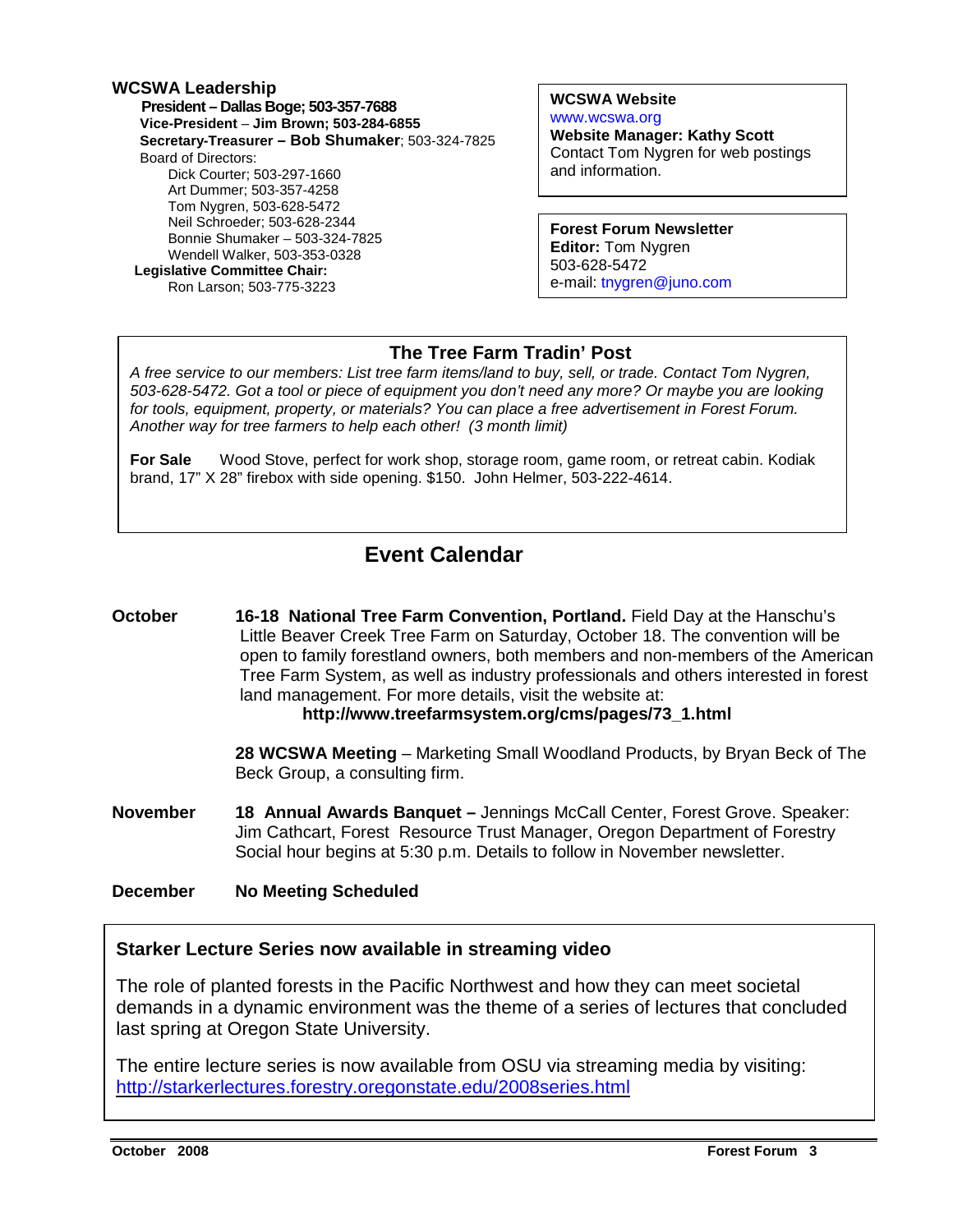## WCSWA Leadership

**President – Dallas Boge; 503-357-7688**
**Vice-President – Jim Brown; 503-284-6855**
**Secretary-Treasurer – Bob Shumaker**; 503-324-7825
Board of Directors:
- Dick Courter; 503-297-1660
- Art Dummer; 503-357-4258
- Tom Nygren, 503-628-5472
- Neil Schroeder; 503-628-2344
- Bonnie Shumaker – 503-324-7825
- Wendell Walker, 503-353-0328

**Legislative Committee Chair:**
Ron Larson; 503-775-3223

**WCSWA Website**
www.wcswa.org
**Website Manager: Kathy Scott**
Contact Tom Nygren for web postings and information.

**Forest Forum Newsletter**
**Editor:** Tom Nygren
503-628-5472
e-mail: tnygren@juno.com

## The Tree Farm Tradin' Post

*A free service to our members: List tree farm items/land to buy, sell, or trade. Contact Tom Nygren, 503-628-5472. Got a tool or piece of equipment you don't need any more? Or maybe you are looking for tools, equipment, property, or materials? You can place a free advertisement in Forest Forum. Another way for tree farmers to help each other! (3 month limit)*

**For Sale** Wood Stove, perfect for work shop, storage room, game room, or retreat cabin. Kodiak brand, 17" X 28" firebox with side opening. $150. John Helmer, 503-222-4614.

## Event Calendar

**October**

**16-18 National Tree Farm Convention, Portland.** Field Day at the Hanschu's Little Beaver Creek Tree Farm on Saturday, October 18. The convention will be open to family forestland owners, both members and non-members of the American Tree Farm System, as well as industry professionals and others interested in forest land management. For more details, visit the website at:
**http://www.treefarmsystem.org/cms/pages/73_1.html**

**28 WCSWA Meeting** – Marketing Small Woodland Products, by Bryan Beck of The Beck Group, a consulting firm.

**November**

**18 Annual Awards Banquet –** Jennings McCall Center, Forest Grove. Speaker: Jim Cathcart, Forest Resource Trust Manager, Oregon Department of Forestry Social hour begins at 5:30 p.m. Details to follow in November newsletter.

**December**

**No Meeting Scheduled**

### Starker Lecture Series now available in streaming video

The role of planted forests in the Pacific Northwest and how they can meet societal demands in a dynamic environment was the theme of a series of lectures that concluded last spring at Oregon State University.

The entire lecture series is now available from OSU via streaming media by visiting:
http://starkerlectures.forestry.oregonstate.edu/2008series.html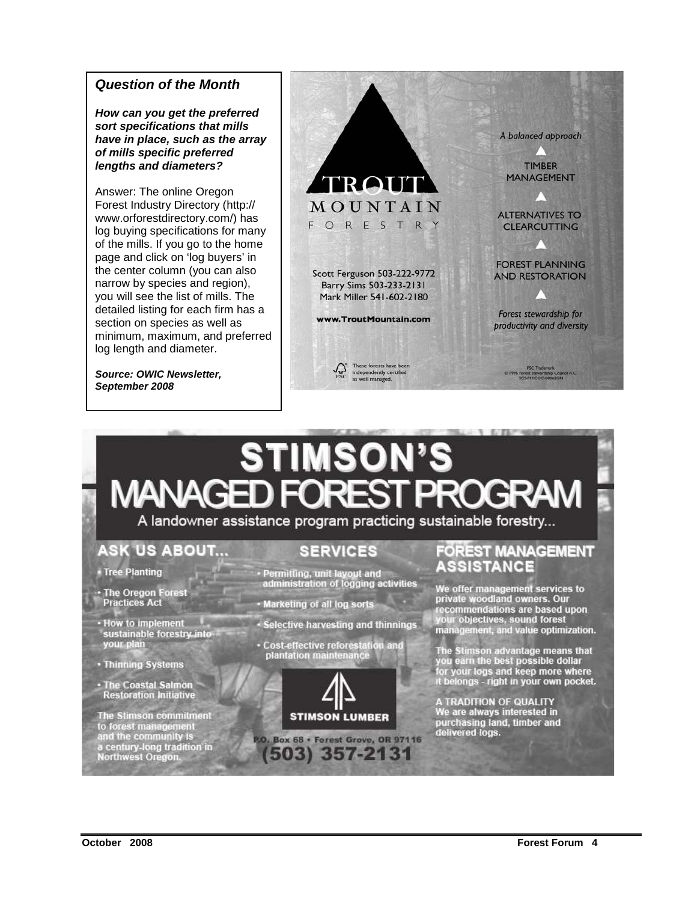## *Question of the Month*

***How can you get the preferred sort specifications that mills have in place, such as the array of mills specific preferred lengths and diameters?***

Answer: The online Oregon Forest Industry Directory (http://www.orforestdirectory.com/) has log buying specifications for many of the mills. If you go to the home page and click on 'log buyers' in the center column (you can also narrow by species and region), you will see the list of mills. The detailed listing for each firm has a section on species as well as minimum, maximum, and preferred log length and diameter.

***Source: OWIC Newsletter, September 2008***

---

**TROUT MOUNTAIN FORESTRY**

*A balanced approach*

TIMBER MANAGEMENT

ALTERNATIVES TO CLEARCUTTING

FOREST PLANNING AND RESTORATION

*Forest stewardship for productivity and diversity*

Scott Ferguson 503-222-9772
Barry Sims 503-233-2131
Mark Miller 541-602-2180

**www.TroutMountain.com**

These forests have been independently certified as well managed.

FSC Trademark
© 1996 Forest Stewardship Council A.C.
SCS-FM/COC-00062GN

---

# STIMSON'S MANAGED FOREST PROGRAM

A landowner assistance program practicing sustainable forestry...

## ASK US ABOUT...

- Tree Planting
- The Oregon Forest Practices Act
- How to implement sustainable forestry into your plan
- Thinning Systems
- The Coastal Salmon Restoration Initiative

The Stimson commitment to forest management and the community is a century-long tradition in Northwest Oregon.

## SERVICES

- Permitting, unit layout and administration of logging activities
- Marketing of all log sorts
- Selective harvesting and thinnings
- Cost-effective reforestation and plantation maintenance

**STIMSON LUMBER**

P.O. Box 68 • Forest Grove, OR 97116
**(503) 357-2131**

## FOREST MANAGEMENT ASSISTANCE

We offer management services to private woodland owners. Our recommendations are based upon your objectives, sound forest management, and value optimization.

The Stimson advantage means that you earn the best possible dollar for your logs and keep more where it belongs - right in your own pocket.

A TRADITION OF QUALITY
We are always interested in purchasing land, timber and delivered logs.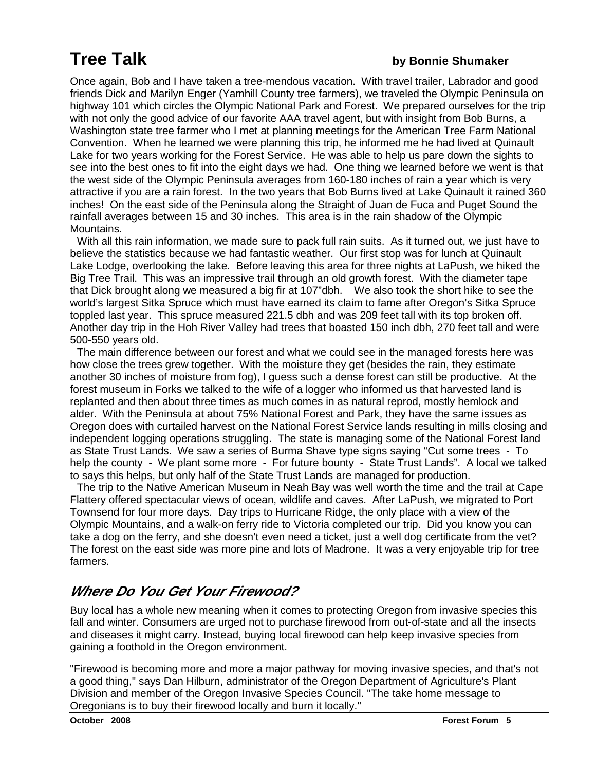# Tree Talk

**by Bonnie Shumaker**

Once again, Bob and I have taken a tree-mendous vacation. With travel trailer, Labrador and good friends Dick and Marilyn Enger (Yamhill County tree farmers), we traveled the Olympic Peninsula on highway 101 which circles the Olympic National Park and Forest. We prepared ourselves for the trip with not only the good advice of our favorite AAA travel agent, but with insight from Bob Burns, a Washington state tree farmer who I met at planning meetings for the American Tree Farm National Convention. When he learned we were planning this trip, he informed me he had lived at Quinault Lake for two years working for the Forest Service. He was able to help us pare down the sights to see into the best ones to fit into the eight days we had. One thing we learned before we went is that the west side of the Olympic Peninsula averages from 160-180 inches of rain a year which is very attractive if you are a rain forest. In the two years that Bob Burns lived at Lake Quinault it rained 360 inches! On the east side of the Peninsula along the Straight of Juan de Fuca and Puget Sound the rainfall averages between 15 and 30 inches. This area is in the rain shadow of the Olympic Mountains.

With all this rain information, we made sure to pack full rain suits. As it turned out, we just have to believe the statistics because we had fantastic weather. Our first stop was for lunch at Quinault Lake Lodge, overlooking the lake. Before leaving this area for three nights at LaPush, we hiked the Big Tree Trail. This was an impressive trail through an old growth forest. With the diameter tape that Dick brought along we measured a big fir at 107"dbh. We also took the short hike to see the world's largest Sitka Spruce which must have earned its claim to fame after Oregon's Sitka Spruce toppled last year. This spruce measured 221.5 dbh and was 209 feet tall with its top broken off. Another day trip in the Hoh River Valley had trees that boasted 150 inch dbh, 270 feet tall and were 500-550 years old.

The main difference between our forest and what we could see in the managed forests here was how close the trees grew together. With the moisture they get (besides the rain, they estimate another 30 inches of moisture from fog), I guess such a dense forest can still be productive. At the forest museum in Forks we talked to the wife of a logger who informed us that harvested land is replanted and then about three times as much comes in as natural reprod, mostly hemlock and alder. With the Peninsula at about 75% National Forest and Park, they have the same issues as Oregon does with curtailed harvest on the National Forest Service lands resulting in mills closing and independent logging operations struggling. The state is managing some of the National Forest land as State Trust Lands. We saw a series of Burma Shave type signs saying "Cut some trees - To help the county - We plant some more - For future bounty - State Trust Lands". A local we talked to says this helps, but only half of the State Trust Lands are managed for production.

The trip to the Native American Museum in Neah Bay was well worth the time and the trail at Cape Flattery offered spectacular views of ocean, wildlife and caves. After LaPush, we migrated to Port Townsend for four more days. Day trips to Hurricane Ridge, the only place with a view of the Olympic Mountains, and a walk-on ferry ride to Victoria completed our trip. Did you know you can take a dog on the ferry, and she doesn't even need a ticket, just a well dog certificate from the vet? The forest on the east side was more pine and lots of Madrone. It was a very enjoyable trip for tree farmers.

## *Where Do You Get Your Firewood?*

Buy local has a whole new meaning when it comes to protecting Oregon from invasive species this fall and winter. Consumers are urged not to purchase firewood from out-of-state and all the insects and diseases it might carry. Instead, buying local firewood can help keep invasive species from gaining a foothold in the Oregon environment.

"Firewood is becoming more and more a major pathway for moving invasive species, and that's not a good thing," says Dan Hilburn, administrator of the Oregon Department of Agriculture's Plant Division and member of the Oregon Invasive Species Council. "The take home message to Oregonians is to buy their firewood locally and burn it locally."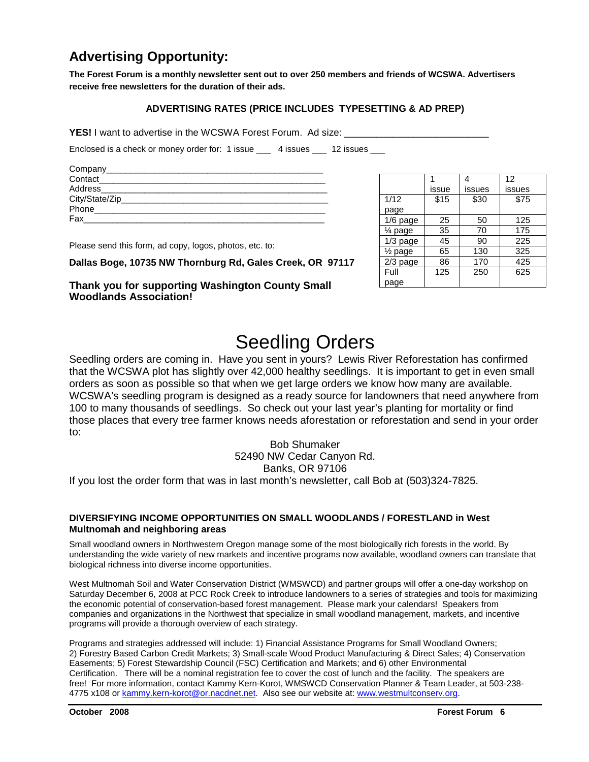## Advertising Opportunity:

**The Forest Forum is a monthly newsletter sent out to over 250 members and friends of WCSWA. Advertisers receive free newsletters for the duration of their ads.**

**ADVERTISING RATES (PRICE INCLUDES TYPESETTING & AD PREP)**

**YES!** I want to advertise in the WCSWA Forest Forum. Ad size: ___________________________

Enclosed is a check or money order for: 1 issue ___ 4 issues ___ 12 issues ___

Company___________________________________________
Contact____________________________________________
Address____________________________________________
City/State/Zip_______________________________________
Phone_____________________________________________
Fax_______________________________________________

Please send this form, ad copy, logos, photos, etc. to:

**Dallas Boge, 10735 NW Thornburg Rd, Gales Creek, OR 97117**

**Thank you for supporting Washington County Small Woodlands Association!**

| | 1 issue | 4 issues | 12 issues |
|---|---|---|---|
| 1/12 page | $15 | $30 | $75 |
| 1/6 page | 25 | 50 | 125 |
| ¼ page | 35 | 70 | 175 |
| 1/3 page | 45 | 90 | 225 |
| ½ page | 65 | 130 | 325 |
| 2/3 page | 86 | 170 | 425 |
| Full page | 125 | 250 | 625 |

# Seedling Orders

Seedling orders are coming in. Have you sent in yours? Lewis River Reforestation has confirmed that the WCSWA plot has slightly over 42,000 healthy seedlings. It is important to get in even small orders as soon as possible so that when we get large orders we know how many are available. WCSWA's seedling program is designed as a ready source for landowners that need anywhere from 100 to many thousands of seedlings. So check out your last year's planting for mortality or find those places that every tree farmer knows needs aforestation or reforestation and send in your order to:

Bob Shumaker
52490 NW Cedar Canyon Rd.
Banks, OR 97106

If you lost the order form that was in last month's newsletter, call Bob at (503)324-7825.

### DIVERSIFYING INCOME OPPORTUNITIES ON SMALL WOODLANDS / FORESTLAND in West Multnomah and neighboring areas

Small woodland owners in Northwestern Oregon manage some of the most biologically rich forests in the world. By understanding the wide variety of new markets and incentive programs now available, woodland owners can translate that biological richness into diverse income opportunities.

West Multnomah Soil and Water Conservation District (WMSWCD) and partner groups will offer a one-day workshop on Saturday December 6, 2008 at PCC Rock Creek to introduce landowners to a series of strategies and tools for maximizing the economic potential of conservation-based forest management. Please mark your calendars! Speakers from companies and organizations in the Northwest that specialize in small woodland management, markets, and incentive programs will provide a thorough overview of each strategy.

Programs and strategies addressed will include: 1) Financial Assistance Programs for Small Woodland Owners; 2) Forestry Based Carbon Credit Markets; 3) Small-scale Wood Product Manufacturing & Direct Sales; 4) Conservation Easements; 5) Forest Stewardship Council (FSC) Certification and Markets; and 6) other Environmental Certification. There will be a nominal registration fee to cover the cost of lunch and the facility. The speakers are free! For more information, contact Kammy Kern-Korot, WMSWCD Conservation Planner & Team Leader, at 503-238-4775 x108 or kammy.kern-korot@or.nacdnet.net. Also see our website at: www.westmultconserv.org.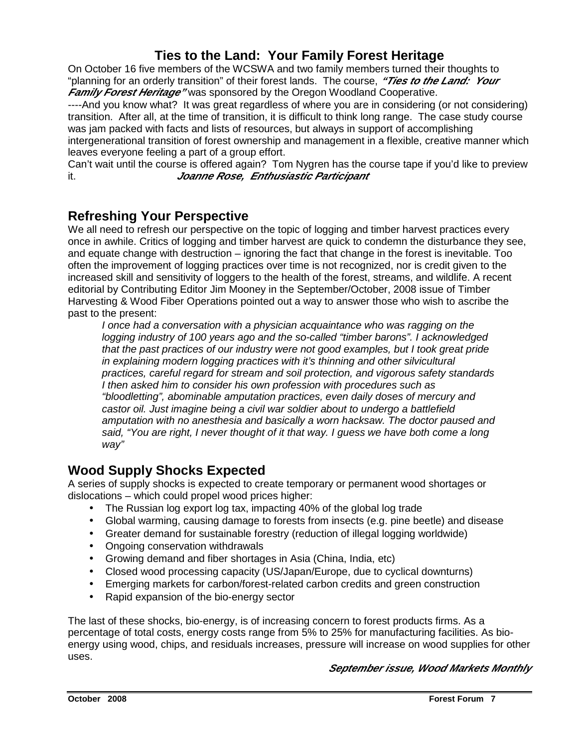## Ties to the Land: Your Family Forest Heritage

On October 16 five members of the WCSWA and two family members turned their thoughts to "planning for an orderly transition" of their forest lands. The course, ***"Ties to the Land: Your Family Forest Heritage"*** was sponsored by the Oregon Woodland Cooperative.

----And you know what? It was great regardless of where you are in considering (or not considering) transition. After all, at the time of transition, it is difficult to think long range. The case study course was jam packed with facts and lists of resources, but always in support of accomplishing intergenerational transition of forest ownership and management in a flexible, creative manner which leaves everyone feeling a part of a group effort.

Can't wait until the course is offered again? Tom Nygren has the course tape if you'd like to preview it. ***Joanne Rose, Enthusiastic Participant***

## Refreshing Your Perspective

We all need to refresh our perspective on the topic of logging and timber harvest practices every once in awhile. Critics of logging and timber harvest are quick to condemn the disturbance they see, and equate change with destruction – ignoring the fact that change in the forest is inevitable. Too often the improvement of logging practices over time is not recognized, nor is credit given to the increased skill and sensitivity of loggers to the health of the forest, streams, and wildlife. A recent editorial by Contributing Editor Jim Mooney in the September/October, 2008 issue of Timber Harvesting & Wood Fiber Operations pointed out a way to answer those who wish to ascribe the past to the present:

> *I once had a conversation with a physician acquaintance who was ragging on the logging industry of 100 years ago and the so-called "timber barons". I acknowledged that the past practices of our industry were not good examples, but I took great pride in explaining modern logging practices with it's thinning and other silvicultural practices, careful regard for stream and soil protection, and vigorous safety standards I then asked him to consider his own profession with procedures such as "bloodletting", abominable amputation practices, even daily doses of mercury and castor oil. Just imagine being a civil war soldier about to undergo a battlefield amputation with no anesthesia and basically a worn hacksaw. The doctor paused and said, "You are right, I never thought of it that way. I guess we have both come a long way"*

## Wood Supply Shocks Expected

A series of supply shocks is expected to create temporary or permanent wood shortages or dislocations – which could propel wood prices higher:

- The Russian log export log tax, impacting 40% of the global log trade
- Global warming, causing damage to forests from insects (e.g. pine beetle) and disease
- Greater demand for sustainable forestry (reduction of illegal logging worldwide)
- Ongoing conservation withdrawals
- Growing demand and fiber shortages in Asia (China, India, etc)
- Closed wood processing capacity (US/Japan/Europe, due to cyclical downturns)
- Emerging markets for carbon/forest-related carbon credits and green construction
- Rapid expansion of the bio-energy sector

The last of these shocks, bio-energy, is of increasing concern to forest products firms. As a percentage of total costs, energy costs range from 5% to 25% for manufacturing facilities. As bio-energy using wood, chips, and residuals increases, pressure will increase on wood supplies for other uses.

***September issue, Wood Markets Monthly***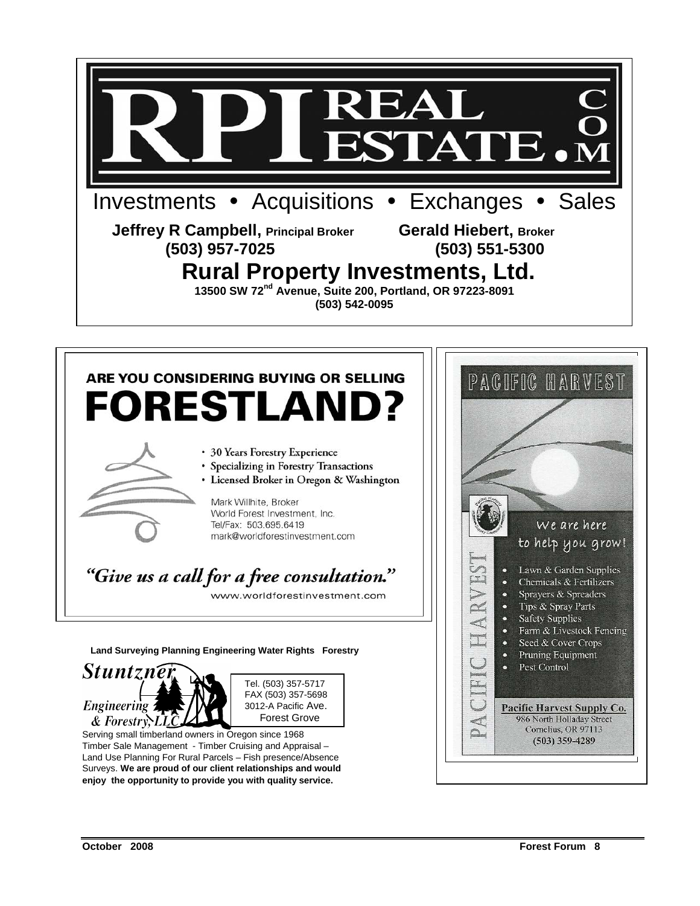# RPI REAL ESTATE.COM

Investments • Acquisitions • Exchanges • Sales

**Jeffrey R Campbell, Principal Broker** (503) 957-7025

**Gerald Hiebert, Broker** (503) 551-5300

## Rural Property Investments, Ltd.

**13500 SW 72nd Avenue, Suite 200, Portland, OR 97223-8091**

**(503) 542-0095**

---

**ARE YOU CONSIDERING BUYING OR SELLING**

# FORESTLAND?

- 30 Years Forestry Experience
- Specializing in Forestry Transactions
- Licensed Broker in Oregon & Washington

Mark Willhite, Broker
World Forest Investment, Inc.
Tel/Fax: 503.695.6419
mark@worldforestinvestment.com

*"Give us a call for a free consultation."*

www.worldforestinvestment.com

---

**Land Surveying Planning Engineering Water Rights Forestry**

*Stuntzner Engineering & Forestry, LLC*

Tel. (503) 357-5717
FAX (503) 357-5698
3012-A Pacific Ave.
Forest Grove

Serving small timberland owners in Oregon since 1968
Timber Sale Management - Timber Cruising and Appraisal – Land Use Planning For Rural Parcels – Fish presence/Absence Surveys. **We are proud of our client relationships and would enjoy the opportunity to provide you with quality service.**

---

PACIFIC HARVEST

*We are here to help you grow!*

- Lawn & Garden Supplies
- Chemicals & Fertilizers
- Sprayers & Spreaders
- Tips & Spray Parts
- Safety Supplies
- Farm & Livestock Fencing
- Seed & Cover Crops
- Pruning Equipment
- Pest Control

**Pacific Harvest Supply Co.**
986 North Holladay Street
Cornelius, OR 97113
**(503) 359-4289**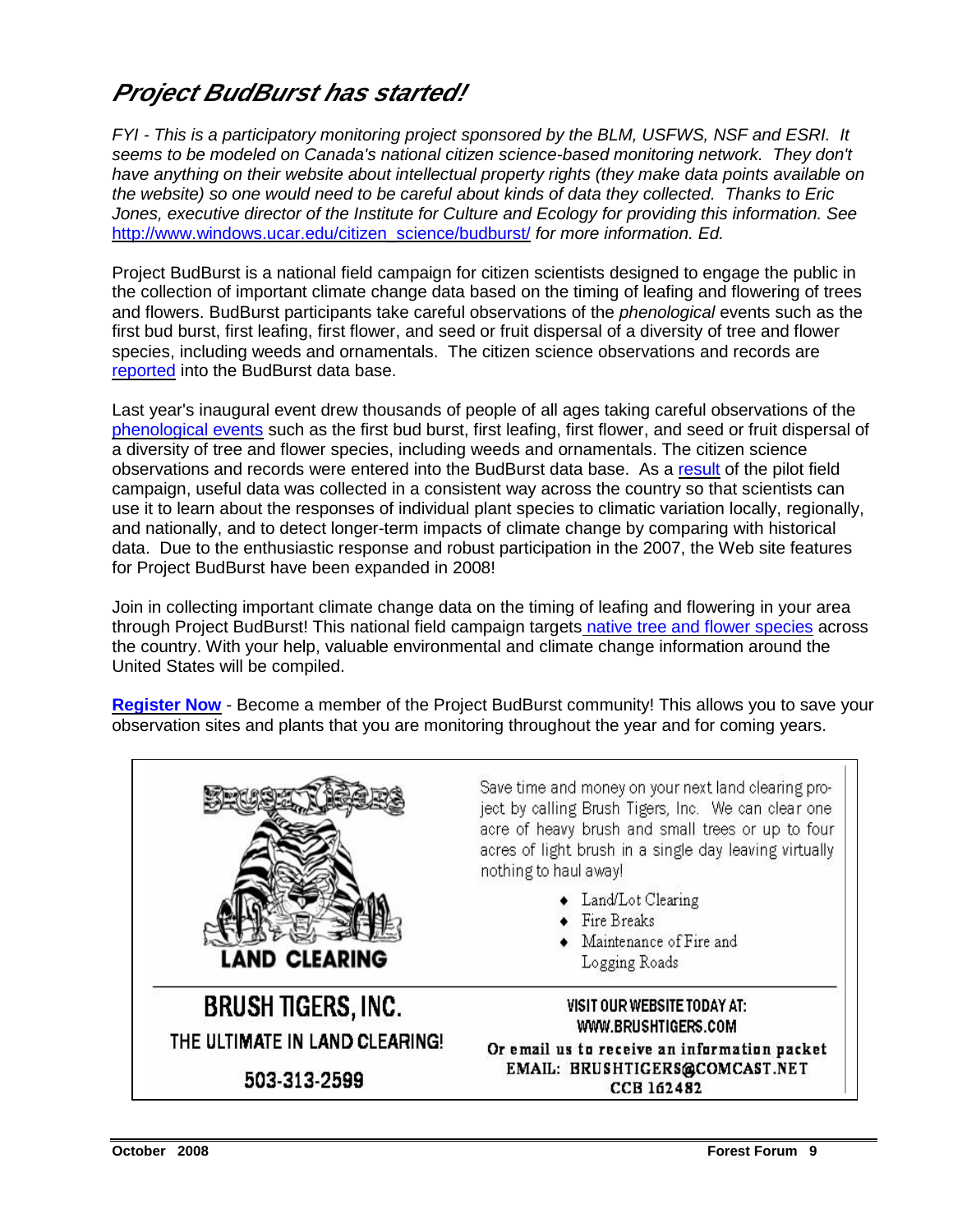# *Project BudBurst has started!*

*FYI - This is a participatory monitoring project sponsored by the BLM, USFWS, NSF and ESRI. It seems to be modeled on Canada's national citizen science-based monitoring network. They don't have anything on their website about intellectual property rights (they make data points available on the website) so one would need to be careful about kinds of data they collected. Thanks to Eric Jones, executive director of the Institute for Culture and Ecology for providing this information. See* http://www.windows.ucar.edu/citizen_science/budburst/ *for more information. Ed.*

Project BudBurst is a national field campaign for citizen scientists designed to engage the public in the collection of important climate change data based on the timing of leafing and flowering of trees and flowers. BudBurst participants take careful observations of the *phenological* events such as the first bud burst, first leafing, first flower, and seed or fruit dispersal of a diversity of tree and flower species, including weeds and ornamentals. The citizen science observations and records are reported into the BudBurst data base.

Last year's inaugural event drew thousands of people of all ages taking careful observations of the phenological events such as the first bud burst, first leafing, first flower, and seed or fruit dispersal of a diversity of tree and flower species, including weeds and ornamentals. The citizen science observations and records were entered into the BudBurst data base. As a result of the pilot field campaign, useful data was collected in a consistent way across the country so that scientists can use it to learn about the responses of individual plant species to climatic variation locally, regionally, and nationally, and to detect longer-term impacts of climate change by comparing with historical data. Due to the enthusiastic response and robust participation in the 2007, the Web site features for Project BudBurst have been expanded in 2008!

Join in collecting important climate change data on the timing of leafing and flowering in your area through Project BudBurst! This national field campaign targets native tree and flower species across the country. With your help, valuable environmental and climate change information around the United States will be compiled.

**Register Now** - Become a member of the Project BudBurst community! This allows you to save your observation sites and plants that you are monitoring throughout the year and for coming years.

---

BRUSH TIGERS

LAND CLEARING

Save time and money on your next land clearing project by calling Brush Tigers, Inc. We can clear one acre of heavy brush and small trees or up to four acres of light brush in a single day leaving virtually nothing to haul away!

- Land/Lot Clearing
- Fire Breaks
- Maintenance of Fire and Logging Roads

**BRUSH TIGERS, INC.**

THE ULTIMATE IN LAND CLEARING!

503-313-2599

VISIT OUR WEBSITE TODAY AT:
WWW.BRUSHTIGERS.COM

Or email us to receive an information packet
EMAIL: BRUSHTIGERS@COMCAST.NET
CCB 162482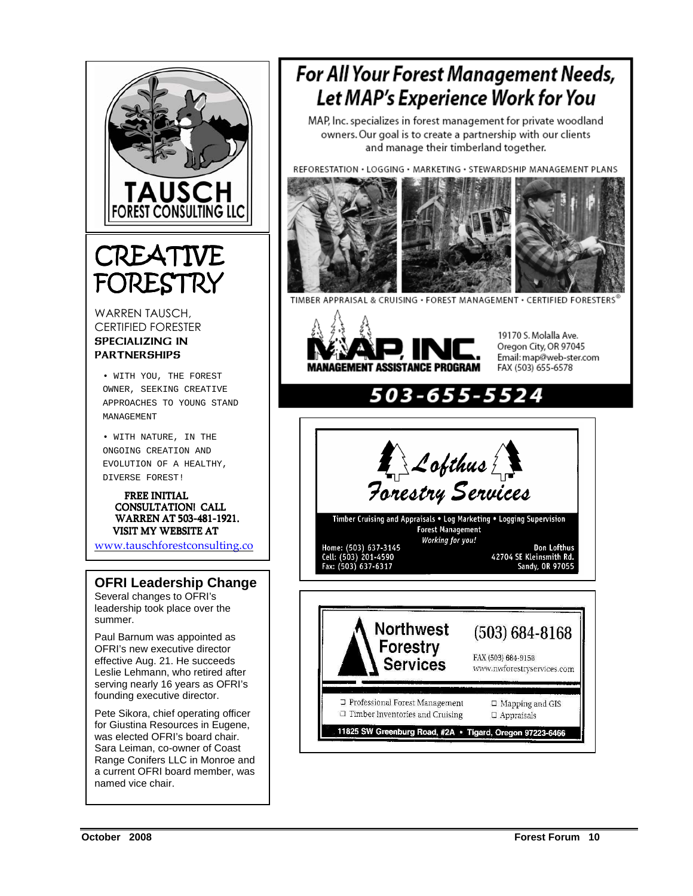TAUSCH
FOREST CONSULTING LLC

# CREATIVE FORESTRY

WARREN TAUSCH, CERTIFIED FORESTER
**SPECIALIZING IN PARTNERSHIPS**

- WITH YOU, THE FOREST OWNER, SEEKING CREATIVE APPROACHES TO YOUNG STAND MANAGEMENT
- WITH NATURE, IN THE ONGOING CREATION AND EVOLUTION OF A HEALTHY, DIVERSE FOREST!

**FREE INITIAL CONSULTATION! CALL WARREN AT 503-481-1921. VISIT MY WEBSITE AT**

www.tauschforestconsulting.co

## OFRI Leadership Change

Several changes to OFRI's leadership took place over the summer.

Paul Barnum was appointed as OFRI's new executive director effective Aug. 21. He succeeds Leslie Lehmann, who retired after serving nearly 16 years as OFRI's founding executive director.

Pete Sikora, chief operating officer for Giustina Resources in Eugene, was elected OFRI's board chair. Sara Leiman, co-owner of Coast Range Conifers LLC in Monroe and a current OFRI board member, was named vice chair.

# For All Your Forest Management Needs, Let MAP's Experience Work for You

MAP, Inc. specializes in forest management for private woodland owners. Our goal is to create a partnership with our clients and manage their timberland together.

REFORESTATION • LOGGING • MARKETING • STEWARDSHIP MANAGEMENT PLANS

TIMBER APPRAISAL & CRUISING • FOREST MANAGEMENT • CERTIFIED FORESTERS®

MAP, INC.
MANAGEMENT ASSISTANCE PROGRAM

19170 S. Molalla Ave.
Oregon City, OR 97045
Email: map@web-ster.com
FAX (503) 655-6578

**503-655-5524**

*Lofthus Forestry Services*

Timber Cruising and Appraisals • Log Marketing • Logging Supervision
Forest Management
*Working for you!*

Home: (503) 637-3145
Cell: (503) 201-4590
Fax: (503) 637-6317

Don Lofthus
42704 SE Kleinsmith Rd.
Sandy, OR 97055

**Northwest Forestry Services**

(503) 684-8168
FAX (503) 684-9158
www.nwforestryservices.com

- Professional Forest Management
- Timber Inventories and Cruising
- Mapping and GIS
- Appraisals

11825 SW Greenburg Road, #2A • Tigard, Oregon 97223-6466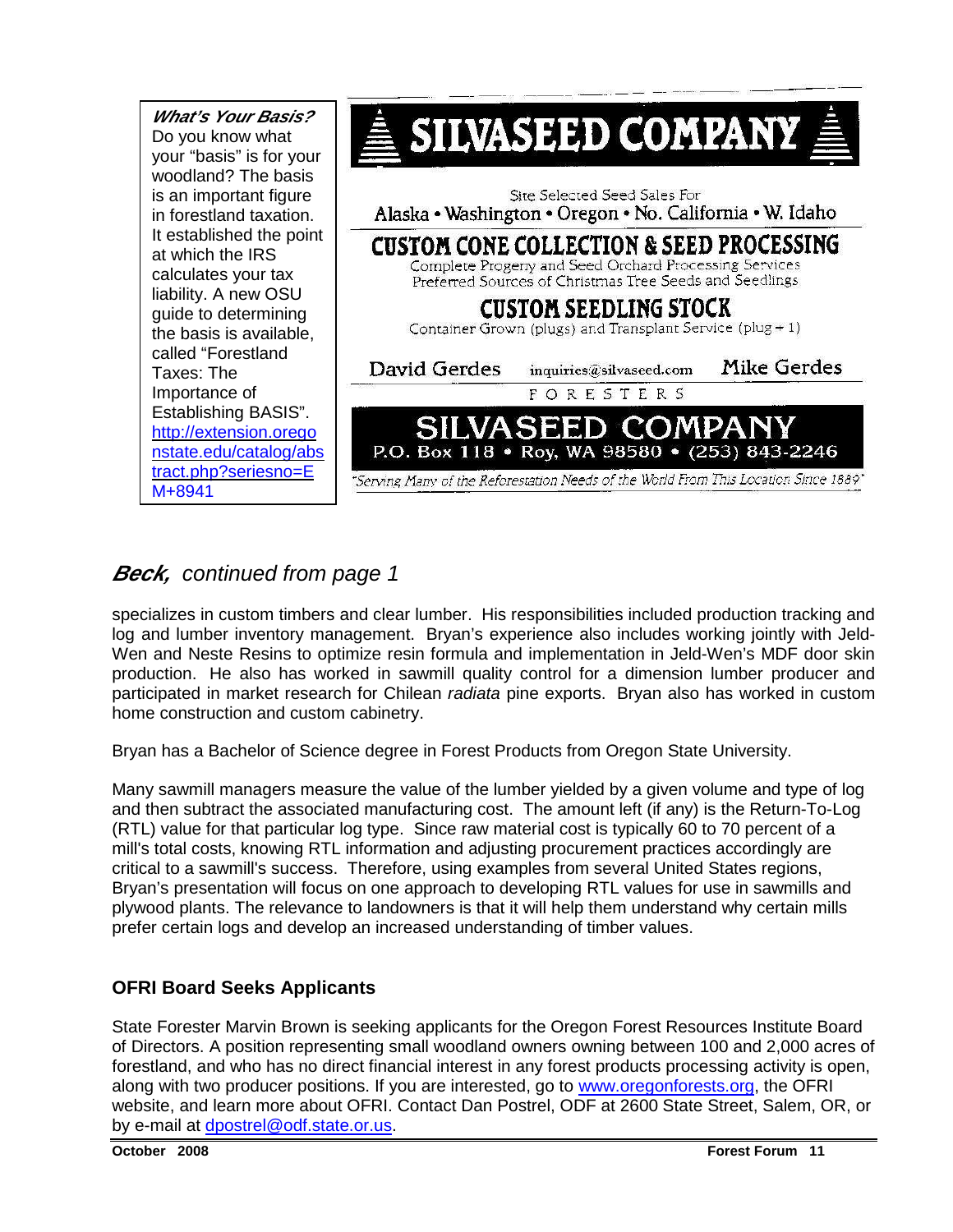**What's Your Basis?**
Do you know what your "basis" is for your woodland? The basis is an important figure in forestland taxation. It established the point at which the IRS calculates your tax liability. A new OSU guide to determining the basis is available, called "Forestland Taxes: The Importance of Establishing BASIS". http://extension.oregonstate.edu/catalog/abstract.php?seriesno=EM+8941

**SILVASEED COMPANY**

Site Selected Seed Sales For
Alaska • Washington • Oregon • No. California • W. Idaho

**CUSTOM CONE COLLECTION & SEED PROCESSING**
Complete Progeny and Seed Orchard Processing Services
Preferred Sources of Christmas Tree Seeds and Seedlings

**CUSTOM SEEDLING STOCK**
Container Grown (plugs) and Transplant Service (plug + 1)

David Gerdes inquiries@silvaseed.com Mike Gerdes
FORESTERS

**SILVASEED COMPANY**
P.O. Box 118 • Roy, WA 98580 • (253) 843-2246

"Serving Many of the Reforestation Needs of the World From This Location Since 1889"

## ***Beck,*** *continued from page 1*

specializes in custom timbers and clear lumber. His responsibilities included production tracking and log and lumber inventory management. Bryan's experience also includes working jointly with Jeld-Wen and Neste Resins to optimize resin formula and implementation in Jeld-Wen's MDF door skin production. He also has worked in sawmill quality control for a dimension lumber producer and participated in market research for Chilean *radiata* pine exports. Bryan also has worked in custom home construction and custom cabinetry.

Bryan has a Bachelor of Science degree in Forest Products from Oregon State University.

Many sawmill managers measure the value of the lumber yielded by a given volume and type of log and then subtract the associated manufacturing cost. The amount left (if any) is the Return-To-Log (RTL) value for that particular log type. Since raw material cost is typically 60 to 70 percent of a mill's total costs, knowing RTL information and adjusting procurement practices accordingly are critical to a sawmill's success. Therefore, using examples from several United States regions, Bryan's presentation will focus on one approach to developing RTL values for use in sawmills and plywood plants. The relevance to landowners is that it will help them understand why certain mills prefer certain logs and develop an increased understanding of timber values.

### OFRI Board Seeks Applicants

State Forester Marvin Brown is seeking applicants for the Oregon Forest Resources Institute Board of Directors. A position representing small woodland owners owning between 100 and 2,000 acres of forestland, and who has no direct financial interest in any forest products processing activity is open, along with two producer positions. If you are interested, go to www.oregonforests.org, the OFRI website, and learn more about OFRI. Contact Dan Postrel, ODF at 2600 State Street, Salem, OR, or by e-mail at dpostrel@odf.state.or.us.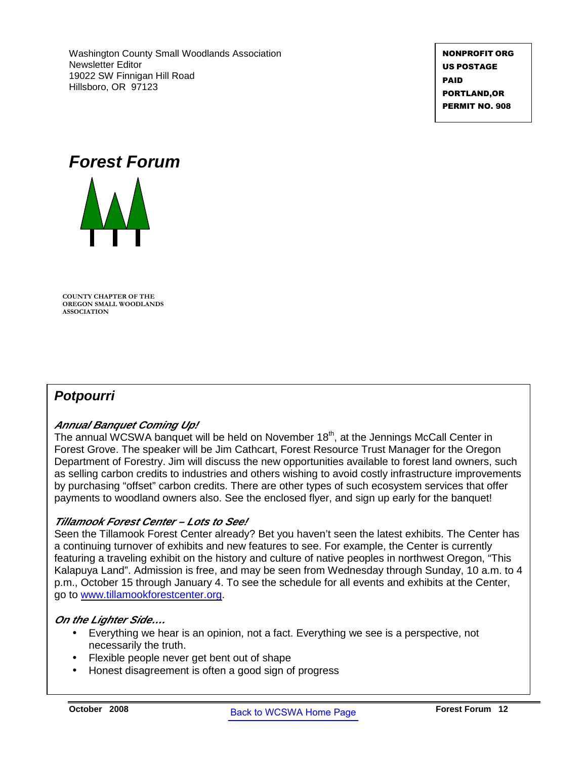Washington County Small Woodlands Association
Newsletter Editor
19022 SW Finnigan Hill Road
Hillsboro, OR 97123

**NONPROFIT ORG**
**US POSTAGE**
**PAID**
**PORTLAND,OR**
**PERMIT NO. 908**

# *Forest Forum*

**COUNTY CHAPTER OF THE OREGON SMALL WOODLANDS ASSOCIATION**

## *Potpourri*

### *Annual Banquet Coming Up!*

The annual WCSWA banquet will be held on November 18th, at the Jennings McCall Center in Forest Grove. The speaker will be Jim Cathcart, Forest Resource Trust Manager for the Oregon Department of Forestry. Jim will discuss the new opportunities available to forest land owners, such as selling carbon credits to industries and others wishing to avoid costly infrastructure improvements by purchasing "offset" carbon credits. There are other types of such ecosystem services that offer payments to woodland owners also. See the enclosed flyer, and sign up early for the banquet!

### *Tillamook Forest Center – Lots to See!*

Seen the Tillamook Forest Center already? Bet you haven't seen the latest exhibits. The Center has a continuing turnover of exhibits and new features to see. For example, the Center is currently featuring a traveling exhibit on the history and culture of native peoples in northwest Oregon, "This Kalapuya Land". Admission is free, and may be seen from Wednesday through Sunday, 10 a.m. to 4 p.m., October 15 through January 4. To see the schedule for all events and exhibits at the Center, go to www.tillamookforestcenter.org.

### *On the Lighter Side….*

- Everything we hear is an opinion, not a fact. Everything we see is a perspective, not necessarily the truth.
- Flexible people never get bent out of shape
- Honest disagreement is often a good sign of progress

Back to WCSWA Home Page